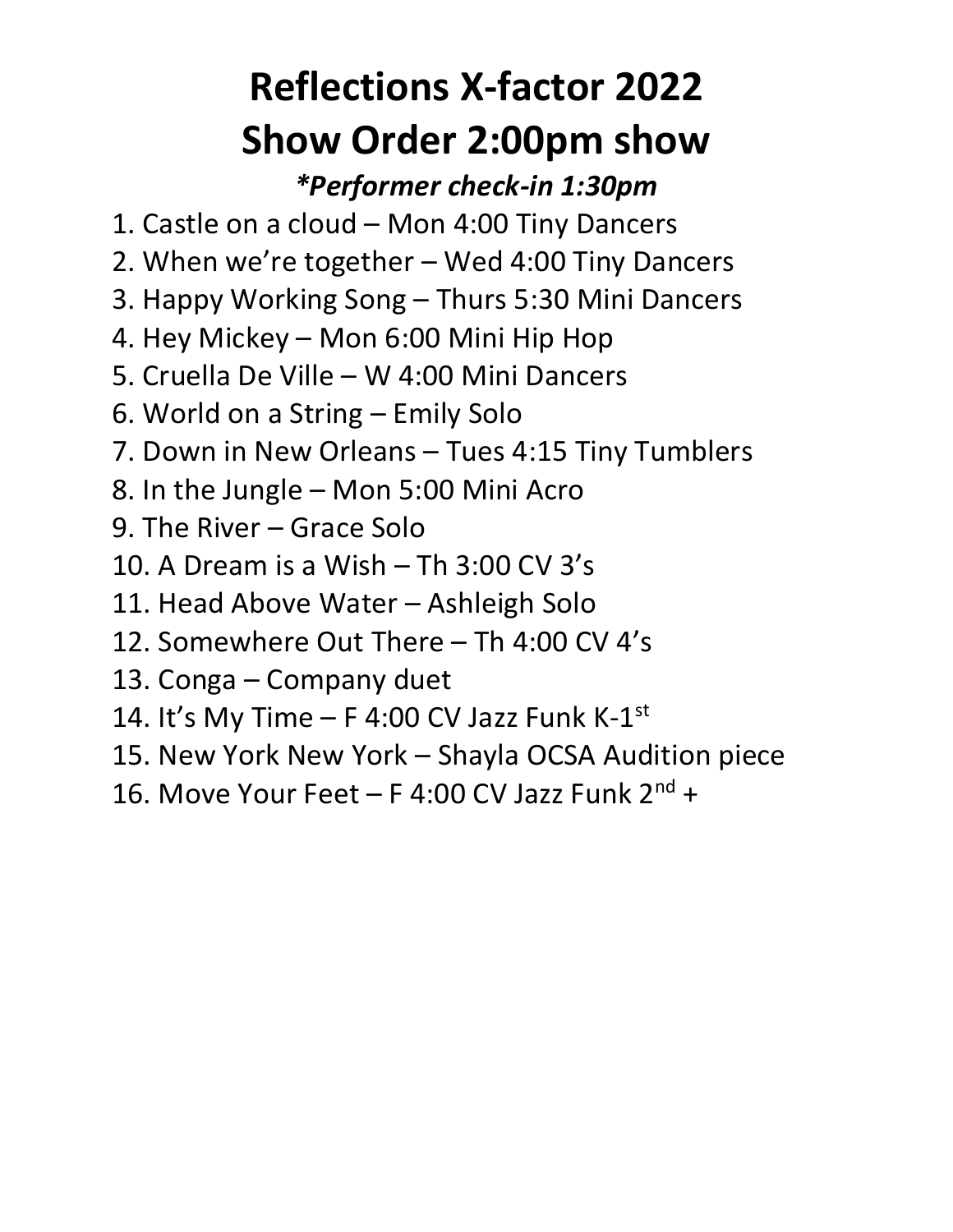# Reflections X-factor 2022
# Show Order 2:00pm show

***Performer check-in 1:30pm***

1. Castle on a cloud – Mon 4:00 Tiny Dancers
2. When we're together – Wed 4:00 Tiny Dancers
3. Happy Working Song – Thurs 5:30 Mini Dancers
4. Hey Mickey – Mon 6:00 Mini Hip Hop
5. Cruella De Ville – W 4:00 Mini Dancers
6. World on a String – Emily Solo
7. Down in New Orleans – Tues 4:15 Tiny Tumblers
8. In the Jungle – Mon 5:00 Mini Acro
9. The River – Grace Solo
10. A Dream is a Wish – Th 3:00 CV 3's
11. Head Above Water – Ashleigh Solo
12. Somewhere Out There – Th 4:00 CV 4's
13. Conga – Company duet
14. It's My Time – F 4:00 CV Jazz Funk K-1st
15. New York New York – Shayla OCSA Audition piece
16. Move Your Feet – F 4:00 CV Jazz Funk 2nd +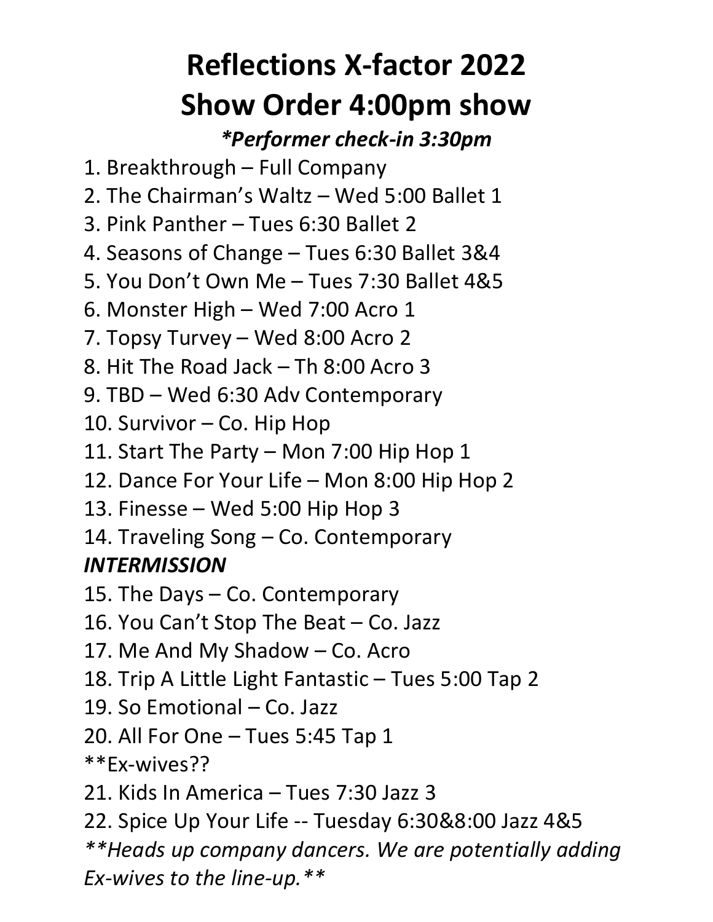# Reflections X-factor 2022
# Show Order 4:00pm show

***Performer check-in 3:30pm***

1. Breakthrough – Full Company
2. The Chairman's Waltz – Wed 5:00 Ballet 1
3. Pink Panther – Tues 6:30 Ballet 2
4. Seasons of Change – Tues 6:30 Ballet 3&4
5. You Don't Own Me – Tues 7:30 Ballet 4&5
6. Monster High – Wed 7:00 Acro 1
7. Topsy Turvey – Wed 8:00 Acro 2
8. Hit The Road Jack – Th 8:00 Acro 3
9. TBD – Wed 6:30 Adv Contemporary
10. Survivor – Co. Hip Hop
11. Start The Party – Mon 7:00 Hip Hop 1
12. Dance For Your Life – Mon 8:00 Hip Hop 2
13. Finesse – Wed 5:00 Hip Hop 3
14. Traveling Song – Co. Contemporary

***INTERMISSION***

15. The Days – Co. Contemporary
16. You Can't Stop The Beat – Co. Jazz
17. Me And My Shadow – Co. Acro
18. Trip A Little Light Fantastic – Tues 5:00 Tap 2
19. So Emotional – Co. Jazz
20. All For One – Tues 5:45 Tap 1

**Ex-wives??

21. Kids In America – Tues 7:30 Jazz 3
22. Spice Up Your Life -- Tuesday 6:30&8:00 Jazz 4&5

*\*\*Heads up company dancers. We are potentially adding Ex-wives to the line-up.\*\**